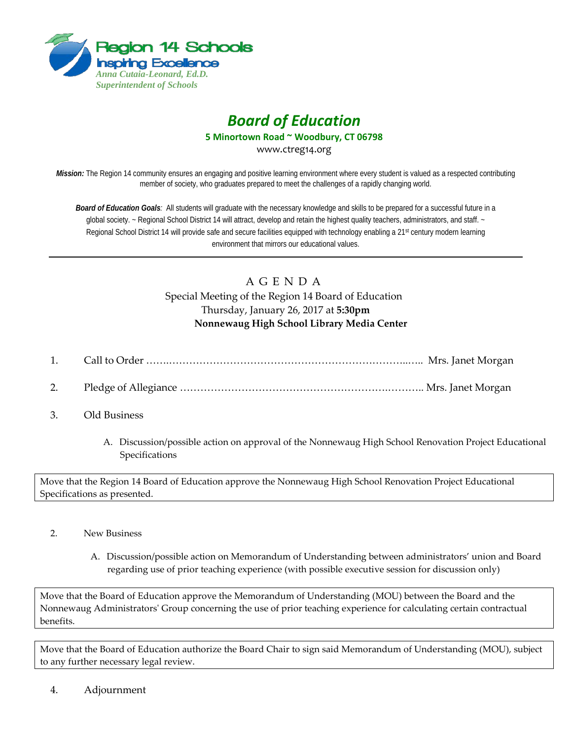**Region 14 Schools**
**Inspiring Excellence**
*Anna Cutaia-Leonard, Ed.D.*
*Superintendent of Schools*

# *Board of Education*

**5 Minortown Road ~ Woodbury, CT 06798**

www.ctreg14.org

***Mission:*** The Region 14 community ensures an engaging and positive learning environment where every student is valued as a respected contributing member of society, who graduates prepared to meet the challenges of a rapidly changing world.

***Board of Education Goals****:* All students will graduate with the necessary knowledge and skills to be prepared for a successful future in a global society. ~ Regional School District 14 will attract, develop and retain the highest quality teachers, administrators, and staff. ~ Regional School District 14 will provide safe and secure facilities equipped with technology enabling a 21st century modern learning environment that mirrors our educational values.

---

## A G E N D A

Special Meeting of the Region 14 Board of Education
Thursday, January 26, 2017 at **5:30pm**
**Nonnewaug High School Library Media Center**

1. Call to Order ……………………………………………………………………….. Mrs. Janet Morgan

2. Pledge of Allegiance …………………………………………………………….. Mrs. Janet Morgan

3. Old Business

   A. Discussion/possible action on approval of the Nonnewaug High School Renovation Project Educational Specifications

| Move that the Region 14 Board of Education approve the Nonnewaug High School Renovation Project Educational Specifications as presented. |
|---|

2. New Business

   A. Discussion/possible action on Memorandum of Understanding between administrators' union and Board regarding use of prior teaching experience (with possible executive session for discussion only)

| Move that the Board of Education approve the Memorandum of Understanding (MOU) between the Board and the Nonnewaug Administrators' Group concerning the use of prior teaching experience for calculating certain contractual benefits. |
|---|

| Move that the Board of Education authorize the Board Chair to sign said Memorandum of Understanding (MOU), subject to any further necessary legal review. |
|---|

4. Adjournment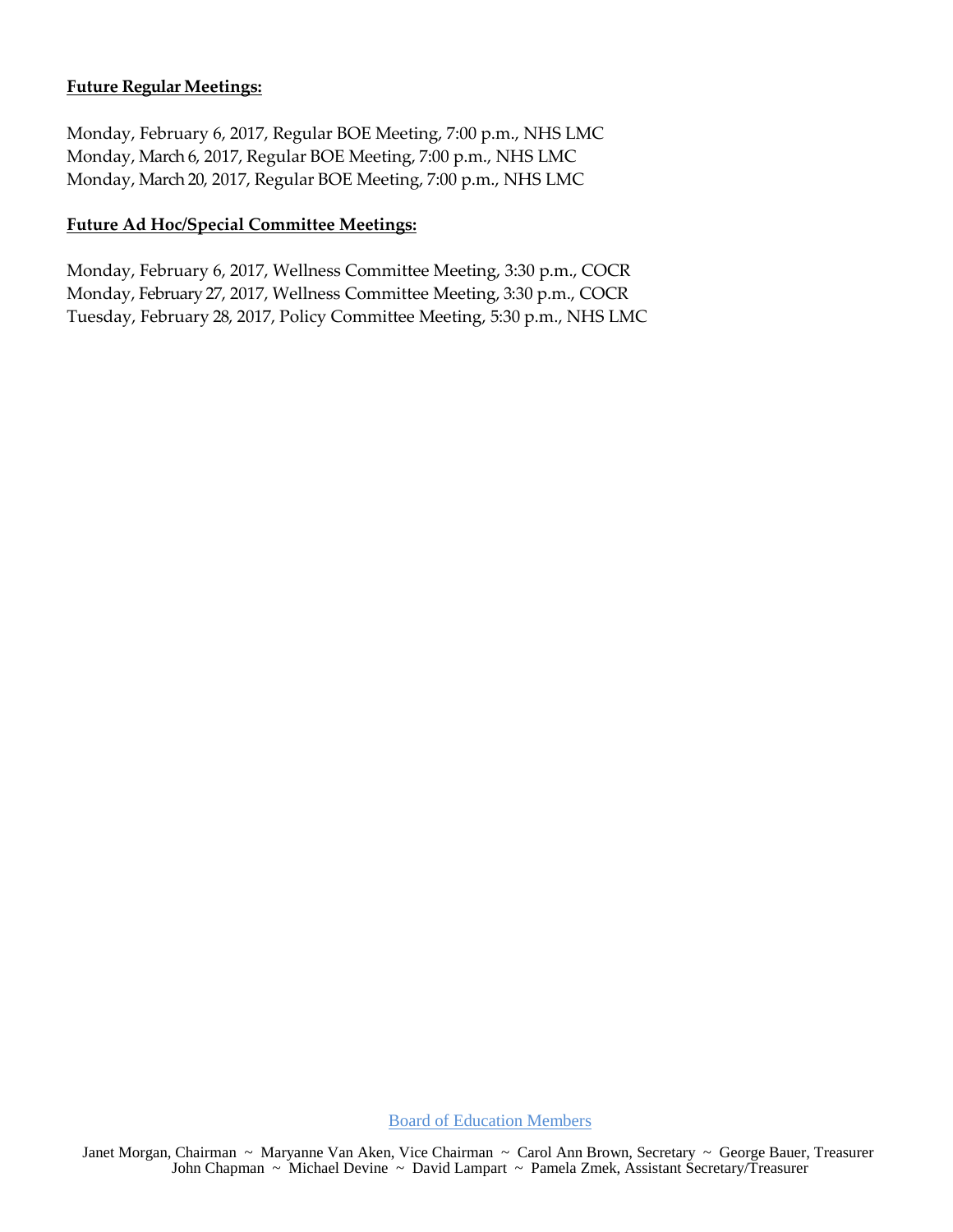**Future Regular Meetings:**

Monday, February 6, 2017, Regular BOE Meeting, 7:00 p.m., NHS LMC
Monday, March 6, 2017, Regular BOE Meeting, 7:00 p.m., NHS LMC
Monday, March 20, 2017, Regular BOE Meeting, 7:00 p.m., NHS LMC

**Future Ad Hoc/Special Committee Meetings:**

Monday, February 6, 2017, Wellness Committee Meeting, 3:30 p.m., COCR
Monday, February 27, 2017, Wellness Committee Meeting, 3:30 p.m., COCR
Tuesday, February 28, 2017, Policy Committee Meeting, 5:30 p.m., NHS LMC

Board of Education Members

Janet Morgan, Chairman ~ Maryanne Van Aken, Vice Chairman ~ Carol Ann Brown, Secretary ~ George Bauer, Treasurer
John Chapman ~ Michael Devine ~ David Lampart ~ Pamela Zmek, Assistant Secretary/Treasurer